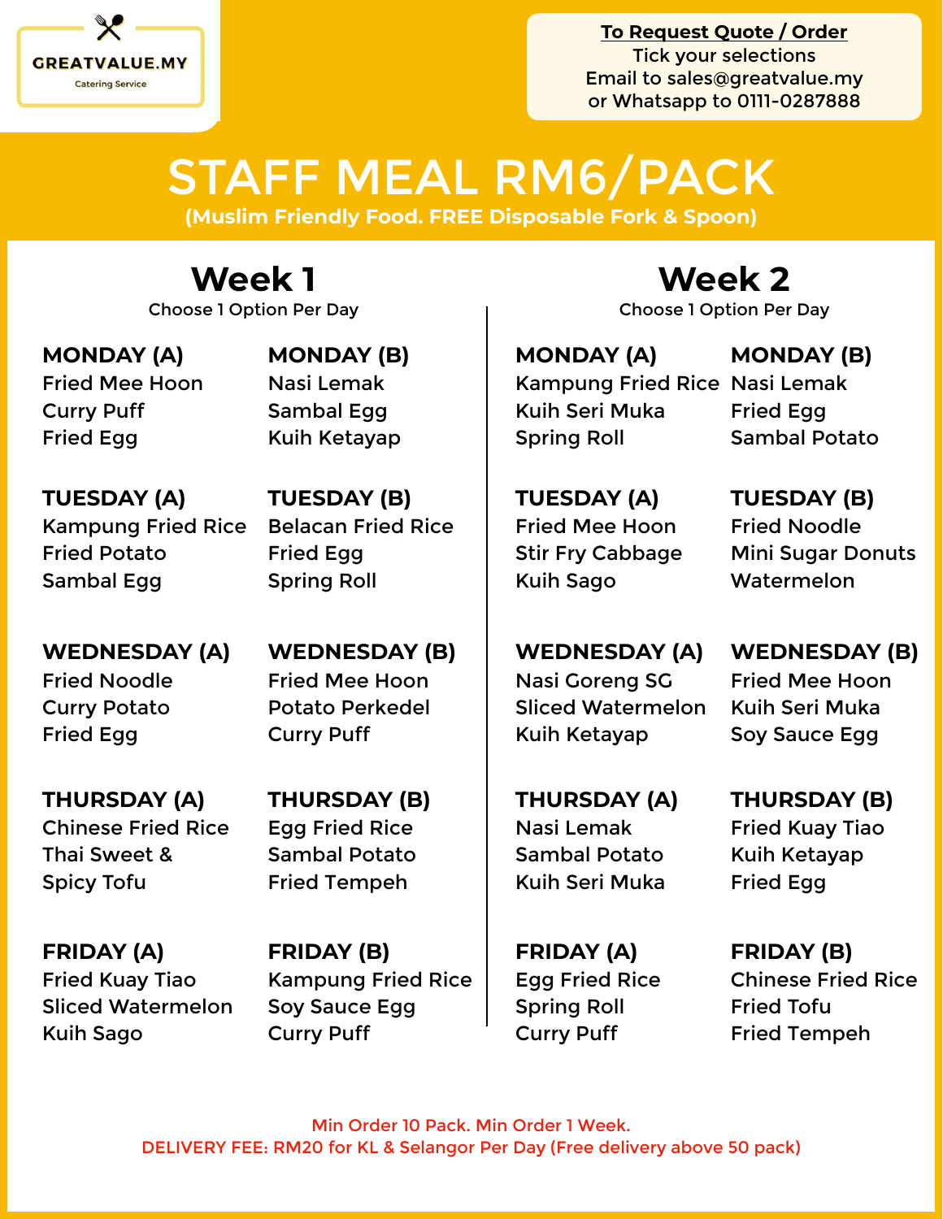GREATVALUE.MY

Catering Service

**To Request Quote / Order**
Tick your selections
Email to sales@greatvalue.my
or Whatsapp to 0111-0287888

# STAFF MEAL RM6/PACK

**(Muslim Friendly Food. FREE Disposable Fork & Spoon)**

## Week 1

Choose 1 Option Per Day

**MONDAY (A)**
Fried Mee Hoon
Curry Puff
Fried Egg

**MONDAY (B)**
Nasi Lemak
Sambal Egg
Kuih Ketayap

**TUESDAY (A)**
Kampung Fried Rice
Fried Potato
Sambal Egg

**TUESDAY (B)**
Belacan Fried Rice
Fried Egg
Spring Roll

**WEDNESDAY (A)**
Fried Noodle
Curry Potato
Fried Egg

**WEDNESDAY (B)**
Fried Mee Hoon
Potato Perkedel
Curry Puff

**THURSDAY (A)**
Chinese Fried Rice
Thai Sweet & Spicy Tofu

**THURSDAY (B)**
Egg Fried Rice
Sambal Potato
Fried Tempeh

**FRIDAY (A)**
Fried Kuay Tiao
Sliced Watermelon
Kuih Sago

**FRIDAY (B)**
Kampung Fried Rice
Soy Sauce Egg
Curry Puff

## Week 2

Choose 1 Option Per Day

**MONDAY (A)**
Kampung Fried Rice
Kuih Seri Muka
Spring Roll

**MONDAY (B)**
Nasi Lemak
Fried Egg
Sambal Potato

**TUESDAY (A)**
Fried Mee Hoon
Stir Fry Cabbage
Kuih Sago

**TUESDAY (B)**
Fried Noodle
Mini Sugar Donuts
Watermelon

**WEDNESDAY (A)**
Nasi Goreng SG
Sliced Watermelon
Kuih Ketayap

**WEDNESDAY (B)**
Fried Mee Hoon
Kuih Seri Muka
Soy Sauce Egg

**THURSDAY (A)**
Nasi Lemak
Sambal Potato
Kuih Seri Muka

**THURSDAY (B)**
Fried Kuay Tiao
Kuih Ketayap
Fried Egg

**FRIDAY (A)**
Egg Fried Rice
Spring Roll
Curry Puff

**FRIDAY (B)**
Chinese Fried Rice
Fried Tofu
Fried Tempeh

Min Order 10 Pack. Min Order 1 Week.
DELIVERY FEE: RM20 for KL & Selangor Per Day (Free delivery above 50 pack)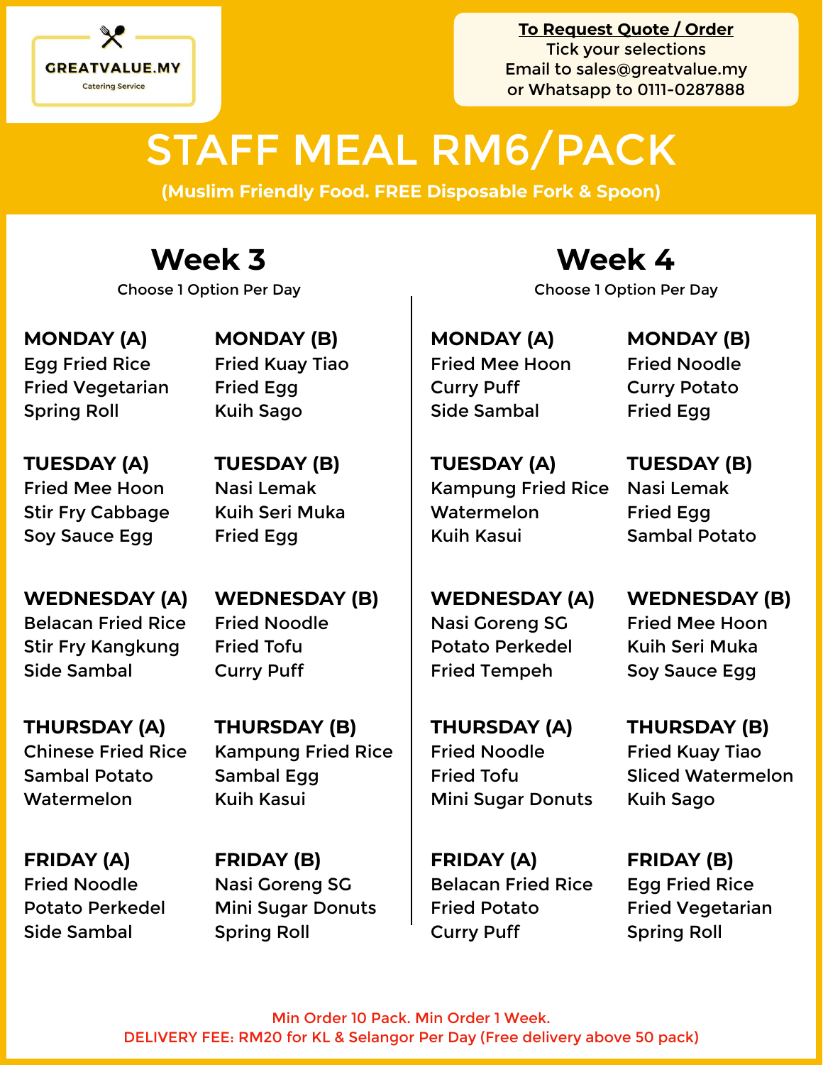GREATVALUE.MY

Catering Service

**To Request Quote / Order**
Tick your selections
Email to sales@greatvalue.my
or Whatsapp to 0111-0287888

# STAFF MEAL RM6/PACK

**(Muslim Friendly Food. FREE Disposable Fork & Spoon)**

## Week 3

Choose 1 Option Per Day

**MONDAY (A)**
Egg Fried Rice
Fried Vegetarian
Spring Roll

**MONDAY (B)**
Fried Kuay Tiao
Fried Egg
Kuih Sago

**TUESDAY (A)**
Fried Mee Hoon
Stir Fry Cabbage
Soy Sauce Egg

**TUESDAY (B)**
Nasi Lemak
Kuih Seri Muka
Fried Egg

**WEDNESDAY (A)**
Belacan Fried Rice
Stir Fry Kangkung
Side Sambal

**WEDNESDAY (B)**
Fried Noodle
Fried Tofu
Curry Puff

**THURSDAY (A)**
Chinese Fried Rice
Sambal Potato
Watermelon

**THURSDAY (B)**
Kampung Fried Rice
Sambal Egg
Kuih Kasui

**FRIDAY (A)**
Fried Noodle
Potato Perkedel
Side Sambal

**FRIDAY (B)**
Nasi Goreng SG
Mini Sugar Donuts
Spring Roll

## Week 4

Choose 1 Option Per Day

**MONDAY (A)**
Fried Mee Hoon
Curry Puff
Side Sambal

**MONDAY (B)**
Fried Noodle
Curry Potato
Fried Egg

**TUESDAY (A)**
Kampung Fried Rice
Watermelon
Kuih Kasui

**TUESDAY (B)**
Nasi Lemak
Fried Egg
Sambal Potato

**WEDNESDAY (A)**
Nasi Goreng SG
Potato Perkedel
Fried Tempeh

**WEDNESDAY (B)**
Fried Mee Hoon
Kuih Seri Muka
Soy Sauce Egg

**THURSDAY (A)**
Fried Noodle
Fried Tofu
Mini Sugar Donuts

**THURSDAY (B)**
Fried Kuay Tiao
Sliced Watermelon
Kuih Sago

**FRIDAY (A)**
Belacan Fried Rice
Fried Potato
Curry Puff

**FRIDAY (B)**
Egg Fried Rice
Fried Vegetarian
Spring Roll

Min Order 10 Pack. Min Order 1 Week.
DELIVERY FEE: RM20 for KL & Selangor Per Day (Free delivery above 50 pack)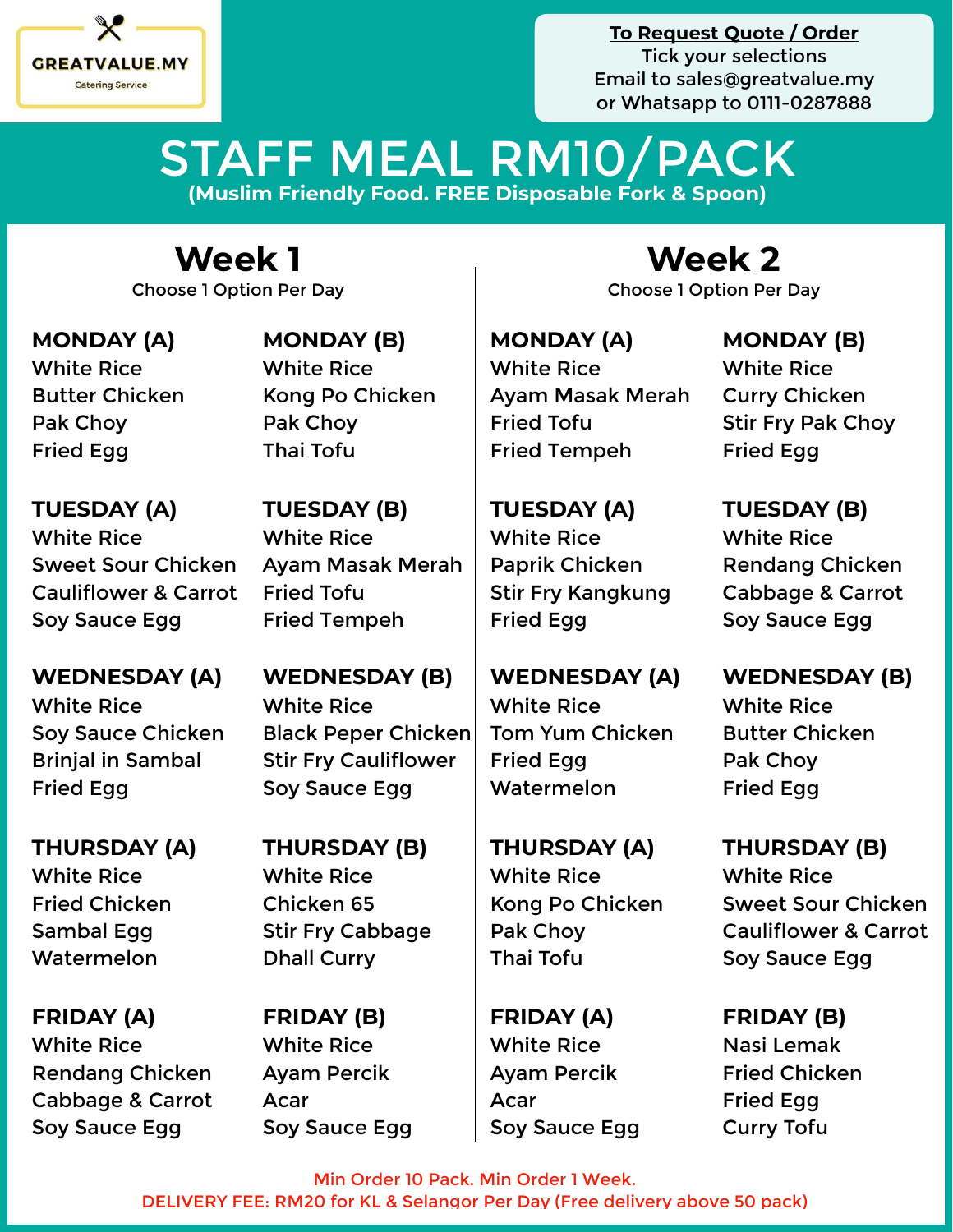GREATVALUE.MY
Catering Service

**To Request Quote / Order**
Tick your selections
Email to sales@greatvalue.my
or Whatsapp to 0111-0287888

# STAFF MEAL RM10/PACK

**(Muslim Friendly Food. FREE Disposable Fork & Spoon)**

## Week 1

Choose 1 Option Per Day

**MONDAY (A)**
White Rice
Butter Chicken
Pak Choy
Fried Egg

**MONDAY (B)**
White Rice
Kong Po Chicken
Pak Choy
Thai Tofu

**TUESDAY (A)**
White Rice
Sweet Sour Chicken
Cauliflower & Carrot
Soy Sauce Egg

**TUESDAY (B)**
White Rice
Ayam Masak Merah
Fried Tofu
Fried Tempeh

**WEDNESDAY (A)**
White Rice
Soy Sauce Chicken
Brinjal in Sambal
Fried Egg

**WEDNESDAY (B)**
White Rice
Black Peper Chicken
Stir Fry Cauliflower
Soy Sauce Egg

**THURSDAY (A)**
White Rice
Fried Chicken
Sambal Egg
Watermelon

**THURSDAY (B)**
White Rice
Chicken 65
Stir Fry Cabbage
Dhall Curry

**FRIDAY (A)**
White Rice
Rendang Chicken
Cabbage & Carrot
Soy Sauce Egg

**FRIDAY (B)**
White Rice
Ayam Percik
Acar
Soy Sauce Egg

## Week 2

Choose 1 Option Per Day

**MONDAY (A)**
White Rice
Ayam Masak Merah
Fried Tofu
Fried Tempeh

**MONDAY (B)**
White Rice
Curry Chicken
Stir Fry Pak Choy
Fried Egg

**TUESDAY (A)**
White Rice
Paprik Chicken
Stir Fry Kangkung
Fried Egg

**TUESDAY (B)**
White Rice
Rendang Chicken
Cabbage & Carrot
Soy Sauce Egg

**WEDNESDAY (A)**
White Rice
Tom Yum Chicken
Fried Egg
Watermelon

**WEDNESDAY (B)**
White Rice
Butter Chicken
Pak Choy
Fried Egg

**THURSDAY (A)**
White Rice
Kong Po Chicken
Pak Choy
Thai Tofu

**THURSDAY (B)**
White Rice
Sweet Sour Chicken
Cauliflower & Carrot
Soy Sauce Egg

**FRIDAY (A)**
White Rice
Ayam Percik
Acar
Soy Sauce Egg

**FRIDAY (B)**
Nasi Lemak
Fried Chicken
Fried Egg
Curry Tofu

Min Order 10 Pack. Min Order 1 Week.
DELIVERY FEE: RM20 for KL & Selangor Per Day (Free delivery above 50 pack)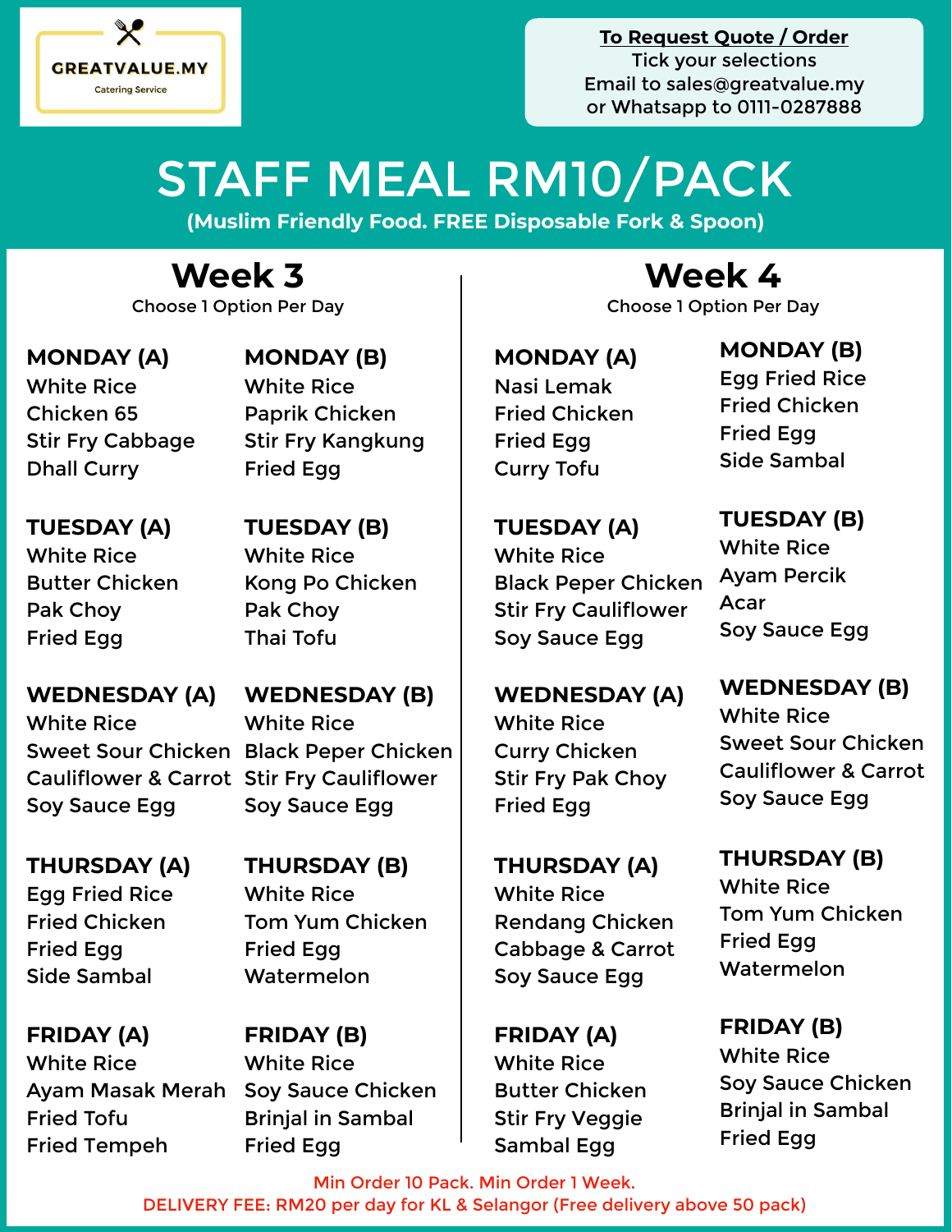GREATVALUE.MY
Catering Service

**To Request Quote / Order**
Tick your selections
Email to sales@greatvalue.my
or Whatsapp to 0111-0287888

# STAFF MEAL RM10/PACK

**(Muslim Friendly Food. FREE Disposable Fork & Spoon)**

## Week 3

Choose 1 Option Per Day

**MONDAY (A)**
White Rice
Chicken 65
Stir Fry Cabbage
Dhall Curry

**MONDAY (B)**
White Rice
Paprik Chicken
Stir Fry Kangkung
Fried Egg

**TUESDAY (A)**
White Rice
Butter Chicken
Pak Choy
Fried Egg

**TUESDAY (B)**
White Rice
Kong Po Chicken
Pak Choy
Thai Tofu

**WEDNESDAY (A)**
White Rice
Sweet Sour Chicken
Cauliflower & Carrot
Soy Sauce Egg

**WEDNESDAY (B)**
White Rice
Black Peper Chicken
Stir Fry Cauliflower
Soy Sauce Egg

**THURSDAY (A)**
Egg Fried Rice
Fried Chicken
Fried Egg
Side Sambal

**THURSDAY (B)**
White Rice
Tom Yum Chicken
Fried Egg
Watermelon

**FRIDAY (A)**
White Rice
Ayam Masak Merah
Fried Tofu
Fried Tempeh

**FRIDAY (B)**
White Rice
Soy Sauce Chicken
Brinjal in Sambal
Fried Egg

## Week 4

Choose 1 Option Per Day

**MONDAY (A)**
Nasi Lemak
Fried Chicken
Fried Egg
Curry Tofu

**MONDAY (B)**
Egg Fried Rice
Fried Chicken
Fried Egg
Side Sambal

**TUESDAY (A)**
White Rice
Black Peper Chicken
Stir Fry Cauliflower
Soy Sauce Egg

**TUESDAY (B)**
White Rice
Ayam Percik
Acar
Soy Sauce Egg

**WEDNESDAY (A)**
White Rice
Curry Chicken
Stir Fry Pak Choy
Fried Egg

**WEDNESDAY (B)**
White Rice
Sweet Sour Chicken
Cauliflower & Carrot
Soy Sauce Egg

**THURSDAY (A)**
White Rice
Rendang Chicken
Cabbage & Carrot
Soy Sauce Egg

**THURSDAY (B)**
White Rice
Tom Yum Chicken
Fried Egg
Watermelon

**FRIDAY (A)**
White Rice
Butter Chicken
Stir Fry Veggie
Sambal Egg

**FRIDAY (B)**
White Rice
Soy Sauce Chicken
Brinjal in Sambal
Fried Egg

Min Order 10 Pack. Min Order 1 Week.
DELIVERY FEE: RM20 per day for KL & Selangor (Free delivery above 50 pack)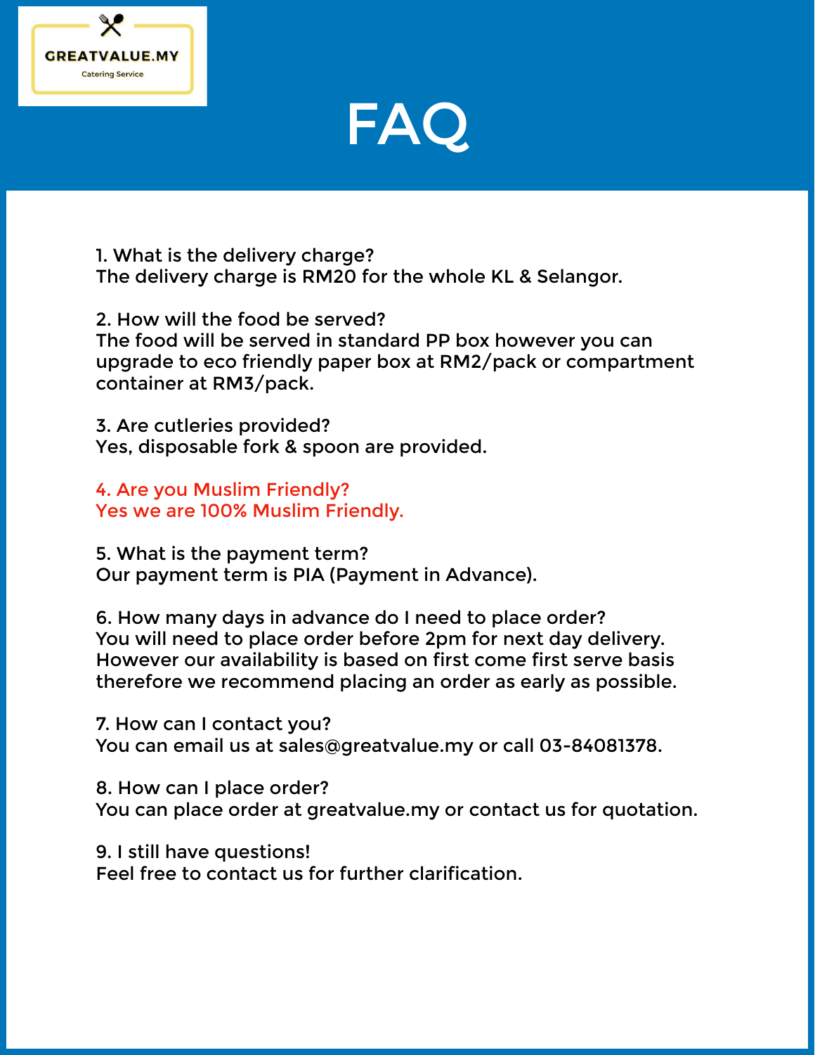GREATVALUE.MY

Catering Service

# FAQ

1. What is the delivery charge?
The delivery charge is RM20 for the whole KL & Selangor.

2. How will the food be served?
The food will be served in standard PP box however you can upgrade to eco friendly paper box at RM2/pack or compartment container at RM3/pack.

3. Are cutleries provided?
Yes, disposable fork & spoon are provided.

4. Are you Muslim Friendly?
Yes we are 100% Muslim Friendly.

5. What is the payment term?
Our payment term is PIA (Payment in Advance).

6. How many days in advance do I need to place order?
You will need to place order before 2pm for next day delivery. However our availability is based on first come first serve basis therefore we recommend placing an order as early as possible.

7. How can I contact you?
You can email us at sales@greatvalue.my or call 03-84081378.

8. How can I place order?
You can place order at greatvalue.my or contact us for quotation.

9. I still have questions!
Feel free to contact us for further clarification.